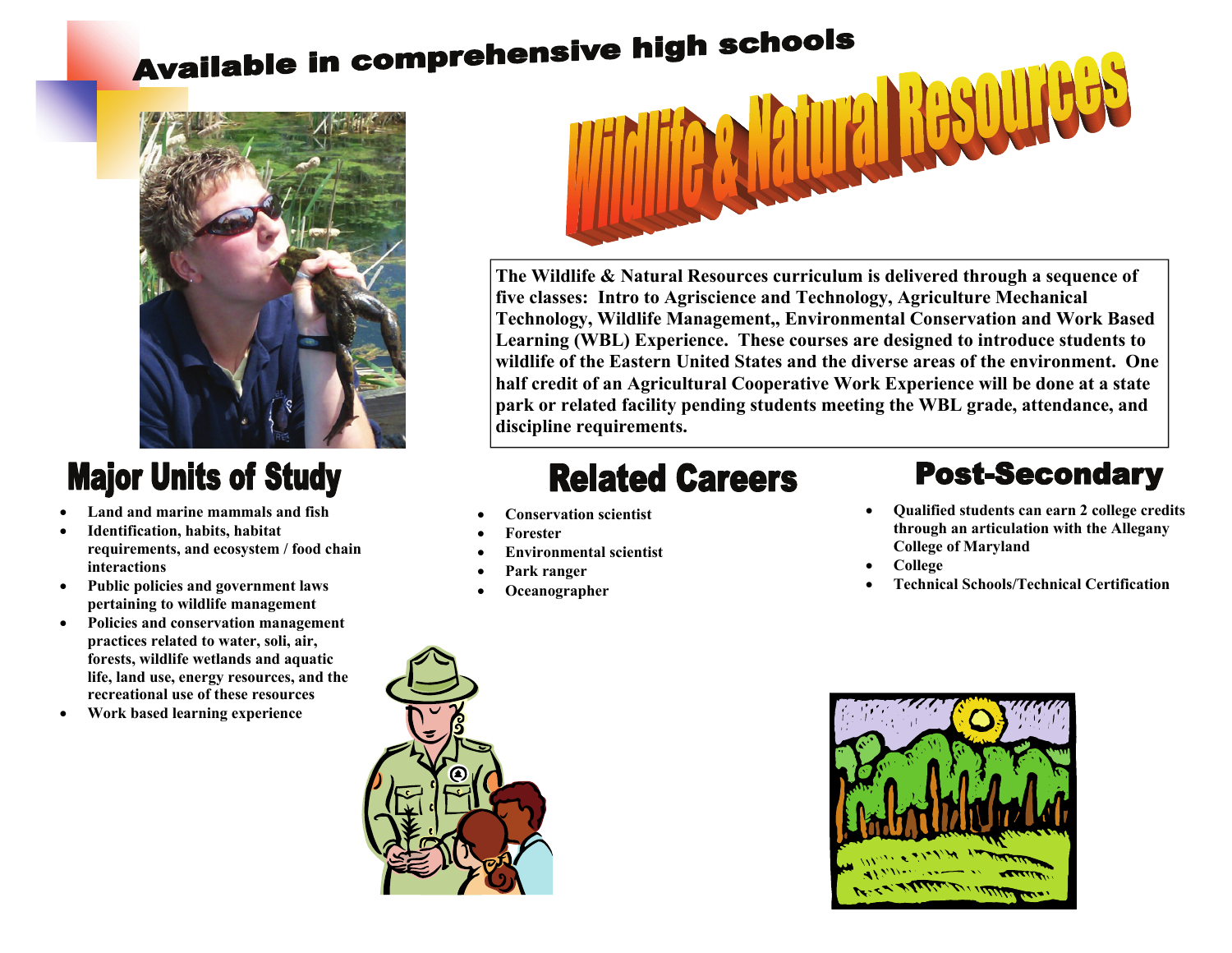# Wildlife & Natural Resources

## Available in comprehensive high schools

The Wildlife & Natural Resources curriculum is delivered through a sequence of five classes: Intro to Agriscience and Technology, Agriculture Mechanical Technology, Wildlife Management,, Environmental Conservation and Work Based Learning (WBL) Experience. These courses are designed to introduce students to wildlife of the Eastern United States and the diverse areas of the environment. One half credit of an Agricultural Cooperative Work Experience will be done at a state park or related facility pending students meeting the WBL grade, attendance, and discipline requirements.

## Major Units of Study

- Land and marine mammals and fish
- Identification, habits, habitat requirements, and ecosystem / food chain interactions
- Public policies and government laws pertaining to wildlife management
- Policies and conservation management practices related to water, soli, air, forests, wildlife wetlands and aquatic life, land use, energy resources, and the recreational use of these resources
- Work based learning experience

## Related Careers

- Conservation scientist
- Forester
- Environmental scientist
- Park ranger
- Oceanographer

## Post-Secondary

- Qualified students can earn 2 college credits through an articulation with the Allegany College of Maryland
- College
- Technical Schools/Technical Certification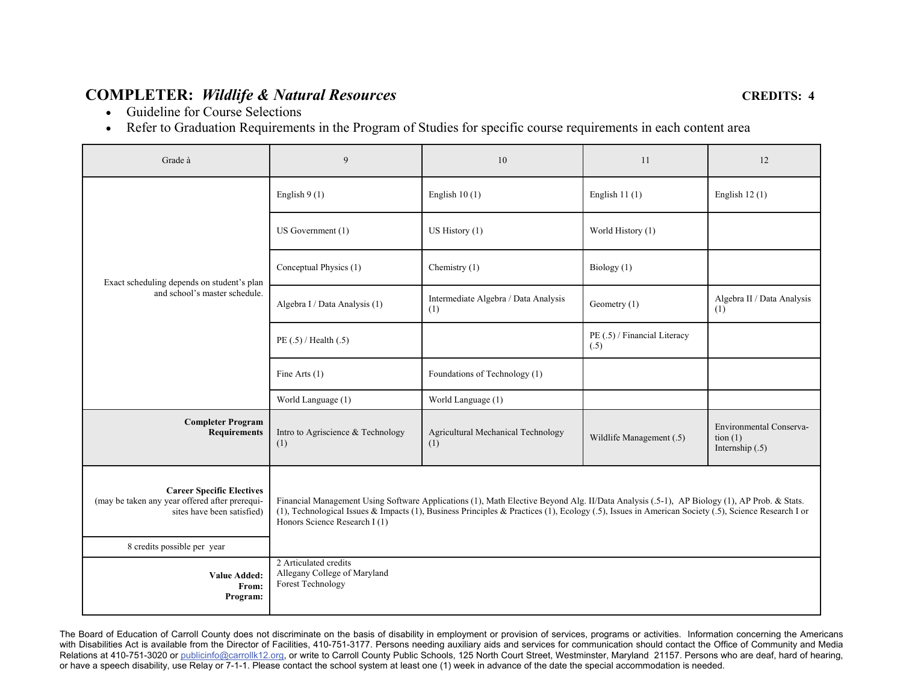# COMPLETER: *Wildlife & Natural Resources* CREDITS: 4

- Guideline for Course Selections
- Refer to Graduation Requirements in the Program of Studies for specific course requirements in each content area

| Grade à | 9 | 10 | 11 | 12 |
|---|---|---|---|---|
| Exact scheduling depends on student's plan and school's master schedule. | English 9 (1) | English 10 (1) | English 11 (1) | English 12 (1) |
| | US Government (1) | US History (1) | World History (1) | |
| | Conceptual Physics (1) | Chemistry (1) | Biology (1) | |
| | Algebra I / Data Analysis (1) | Intermediate Algebra / Data Analysis (1) | Geometry (1) | Algebra II / Data Analysis (1) |
| | PE (.5) / Health (.5) | | PE (.5) / Financial Literacy (.5) | |
| | Fine Arts (1) | Foundations of Technology (1) | | |
| | World Language (1) | World Language (1) | | |
| **Completer Program Requirements** | Intro to Agriscience & Technology (1) | Agricultural Mechanical Technology (1) | Wildlife Management (.5) | Environmental Conservation (1)<br>Internship (.5) |
| **Career Specific Electives** (may be taken any year offered after prerequisites have been satisfied)<br><br>8 credits possible per year | Financial Management Using Software Applications (1), Math Elective Beyond Alg. II/Data Analysis (.5-1), AP Biology (1), AP Prob. & Stats. (1), Technological Issues & Impacts (1), Business Principles & Practices (1), Ecology (.5), Issues in American Society (.5), Science Research I or Honors Science Research I (1) | | | |
| **Value Added: From: Program:** | 2 Articulated credits<br>Allegany College of Maryland<br>Forest Technology | | | |

The Board of Education of Carroll County does not discriminate on the basis of disability in employment or provision of services, programs or activities. Information concerning the Americans with Disabilities Act is available from the Director of Facilities, 410-751-3177. Persons needing auxiliary aids and services for communication should contact the Office of Community and Media Relations at 410-751-3020 or publicinfo@carrollk12.org, or write to Carroll County Public Schools, 125 North Court Street, Westminster, Maryland 21157. Persons who are deaf, hard of hearing, or have a speech disability, use Relay or 7-1-1. Please contact the school system at least one (1) week in advance of the date the special accommodation is needed.